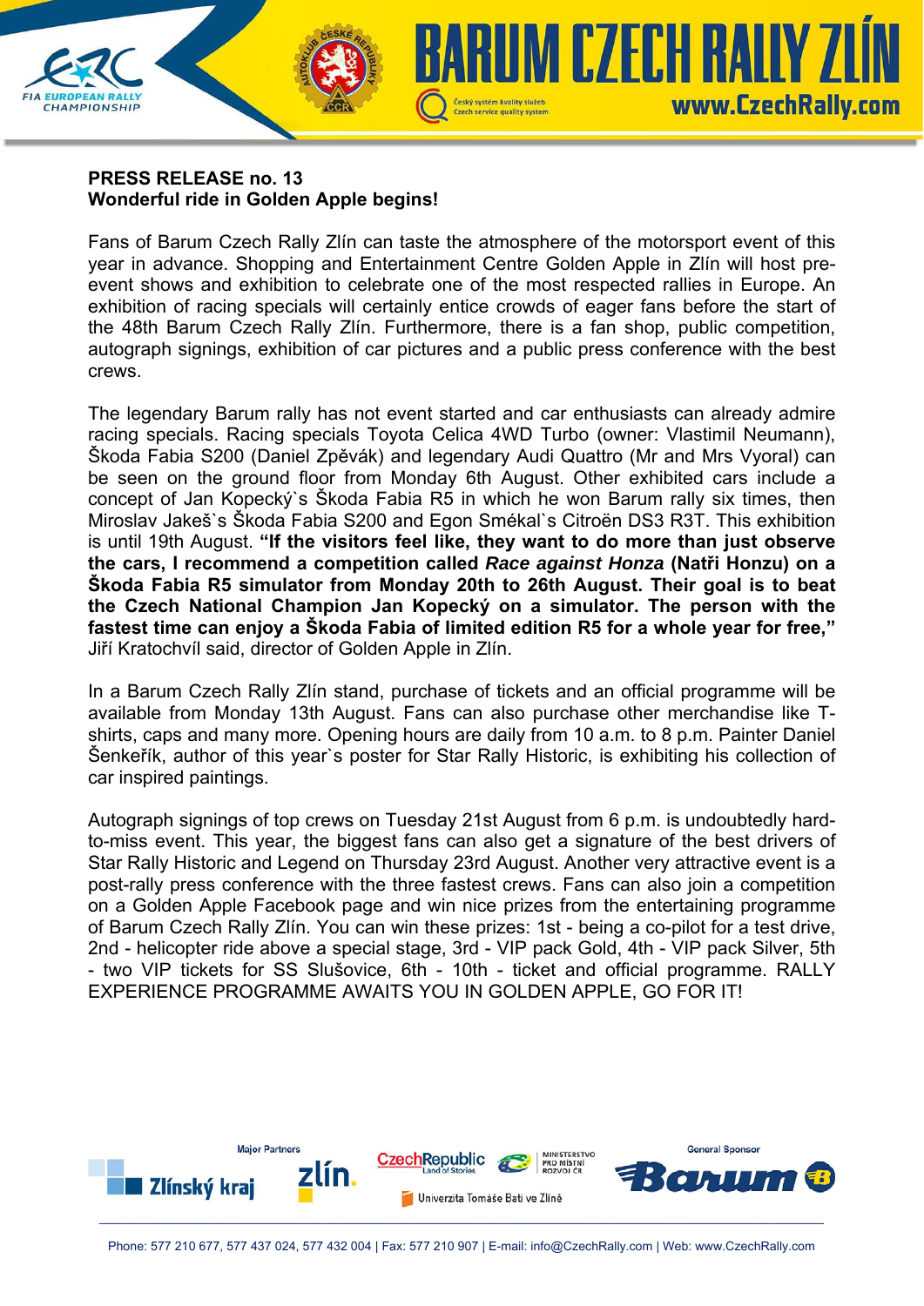**PRESS RELEASE no. 13**
**Wonderful ride in Golden Apple begins!**

Fans of Barum Czech Rally Zlín can taste the atmosphere of the motorsport event of this year in advance. Shopping and Entertainment Centre Golden Apple in Zlín will host pre-event shows and exhibition to celebrate one of the most respected rallies in Europe. An exhibition of racing specials will certainly entice crowds of eager fans before the start of the 48th Barum Czech Rally Zlín. Furthermore, there is a fan shop, public competition, autograph signings, exhibition of car pictures and a public press conference with the best crews.

The legendary Barum rally has not event started and car enthusiasts can already admire racing specials. Racing specials Toyota Celica 4WD Turbo (owner: Vlastimil Neumann), Škoda Fabia S200 (Daniel Zpěvák) and legendary Audi Quattro (Mr and Mrs Vyoral) can be seen on the ground floor from Monday 6th August. Other exhibited cars include a concept of Jan Kopecký`s Škoda Fabia R5 in which he won Barum rally six times, then Miroslav Jakeš`s Škoda Fabia S200 and Egon Smékal`s Citroën DS3 R3T. This exhibition is until 19th August. **"If the visitors feel like, they want to do more than just observe the cars, I recommend a competition called *Race against Honza* (Natři Honzu) on a Škoda Fabia R5 simulator from Monday 20th to 26th August. Their goal is to beat the Czech National Champion Jan Kopecký on a simulator. The person with the fastest time can enjoy a Škoda Fabia of limited edition R5 for a whole year for free,"** Jiří Kratochvíl said, director of Golden Apple in Zlín.

In a Barum Czech Rally Zlín stand, purchase of tickets and an official programme will be available from Monday 13th August. Fans can also purchase other merchandise like T-shirts, caps and many more. Opening hours are daily from 10 a.m. to 8 p.m. Painter Daniel Šenkeřík, author of this year`s poster for Star Rally Historic, is exhibiting his collection of car inspired paintings.

Autograph signings of top crews on Tuesday 21st August from 6 p.m. is undoubtedly hard-to-miss event. This year, the biggest fans can also get a signature of the best drivers of Star Rally Historic and Legend on Thursday 23rd August. Another very attractive event is a post-rally press conference with the three fastest crews. Fans can also join a competition on a Golden Apple Facebook page and win nice prizes from the entertaining programme of Barum Czech Rally Zlín. You can win these prizes: 1st - being a co-pilot for a test drive, 2nd - helicopter ride above a special stage, 3rd - VIP pack Gold, 4th - VIP pack Silver, 5th - two VIP tickets for SS Slušovice, 6th - 10th - ticket and official programme. RALLY EXPERIENCE PROGRAMME AWAITS YOU IN GOLDEN APPLE, GO FOR IT!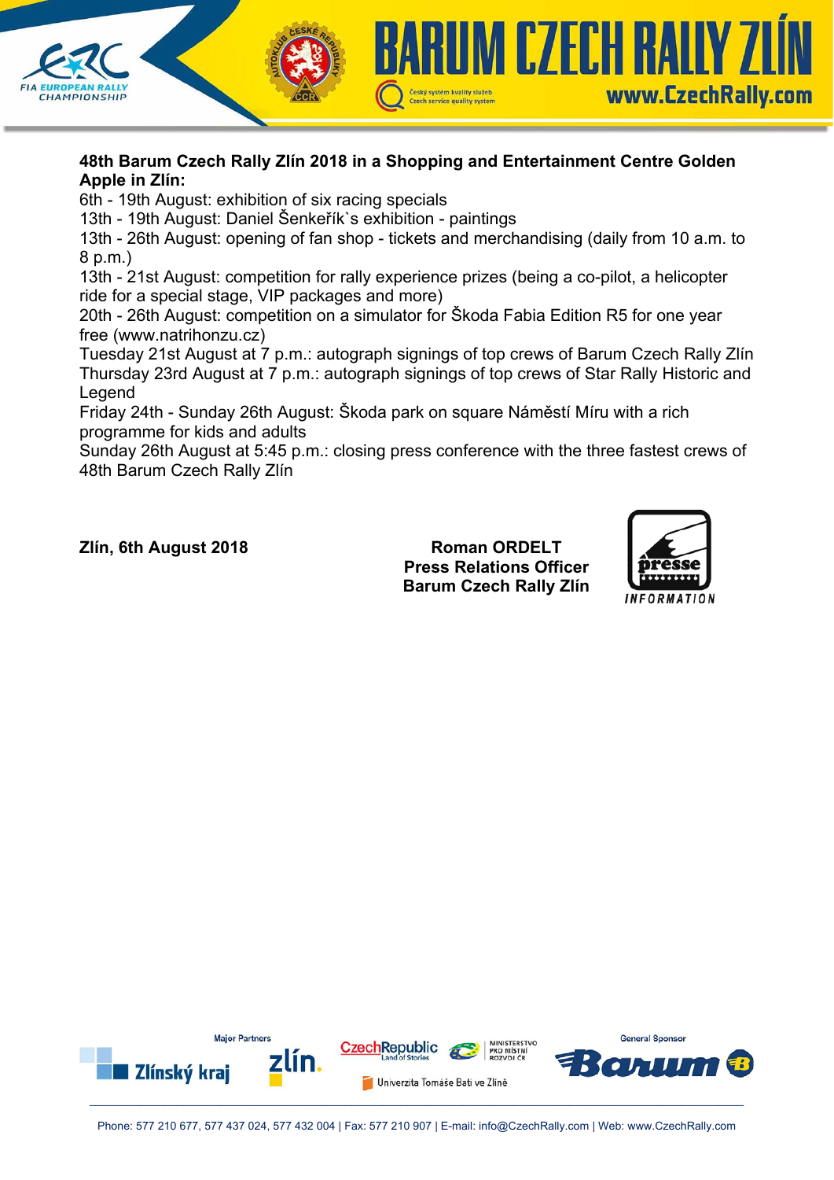**48th Barum Czech Rally Zlín 2018 in a Shopping and Entertainment Centre Golden Apple in Zlín:**

6th - 19th August: exhibition of six racing specials
13th - 19th August: Daniel Šenkeřík`s exhibition - paintings
13th - 26th August: opening of fan shop - tickets and merchandising (daily from 10 a.m. to 8 p.m.)
13th - 21st August: competition for rally experience prizes (being a co-pilot, a helicopter ride for a special stage, VIP packages and more)
20th - 26th August: competition on a simulator for Škoda Fabia Edition R5 for one year free (www.natrihonzu.cz)
Tuesday 21st August at 7 p.m.: autograph signings of top crews of Barum Czech Rally Zlín
Thursday 23rd August at 7 p.m.: autograph signings of top crews of Star Rally Historic and Legend
Friday 24th - Sunday 26th August: Škoda park on square Náměstí Míru with a rich programme for kids and adults
Sunday 26th August at 5:45 p.m.: closing press conference with the three fastest crews of 48th Barum Czech Rally Zlín

**Zlín, 6th August 2018**

**Roman ORDELT**
**Press Relations Officer**
**Barum Czech Rally Zlín**

Phone: 577 210 677, 577 437 024, 577 432 004 | Fax: 577 210 907 | E-mail: info@CzechRally.com | Web: www.CzechRally.com